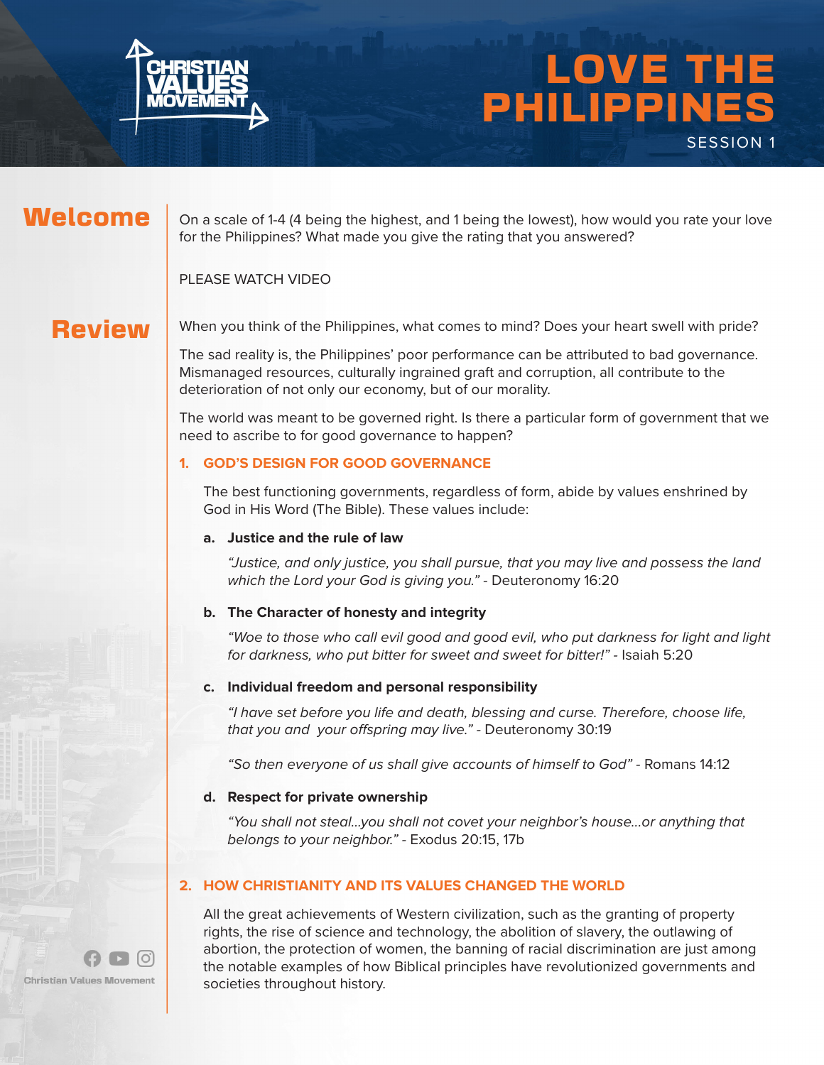# LOVE THE PHILIPPINES

SESSION 1

## Welcome

On a scale of 1-4 (4 being the highest, and 1 being the lowest), how would you rate your love for the Philippines? What made you give the rating that you answered?

PLEASE WATCH VIDEO

## Review

When you think of the Philippines, what comes to mind? Does your heart swell with pride?

The sad reality is, the Philippines' poor performance can be attributed to bad governance. Mismanaged resources, culturally ingrained graft and corruption, all contribute to the deterioration of not only our economy, but of our morality.

The world was meant to be governed right. Is there a particular form of government that we need to ascribe to for good governance to happen?

### 1. GOD'S DESIGN FOR GOOD GOVERNANCE

The best functioning governments, regardless of form, abide by values enshrined by God in His Word (The Bible). These values include:

**a. Justice and the rule of law**

*"Justice, and only justice, you shall pursue, that you may live and possess the land which the Lord your God is giving you."* - Deuteronomy 16:20

**b. The Character of honesty and integrity**

*"Woe to those who call evil good and good evil, who put darkness for light and light for darkness, who put bitter for sweet and sweet for bitter!"* - Isaiah 5:20

**c. Individual freedom and personal responsibility**

*"I have set before you life and death, blessing and curse. Therefore, choose life, that you and your offspring may live."* - Deuteronomy 30:19

*"So then everyone of us shall give accounts of himself to God"* - Romans 14:12

**d. Respect for private ownership**

*"You shall not steal...you shall not covet your neighbor's house...or anything that belongs to your neighbor."* - Exodus 20:15, 17b

### 2. HOW CHRISTIANITY AND ITS VALUES CHANGED THE WORLD

All the great achievements of Western civilization, such as the granting of property rights, the rise of science and technology, the abolition of slavery, the outlawing of abortion, the protection of women, the banning of racial discrimination are just among the notable examples of how Biblical principles have revolutionized governments and societies throughout history.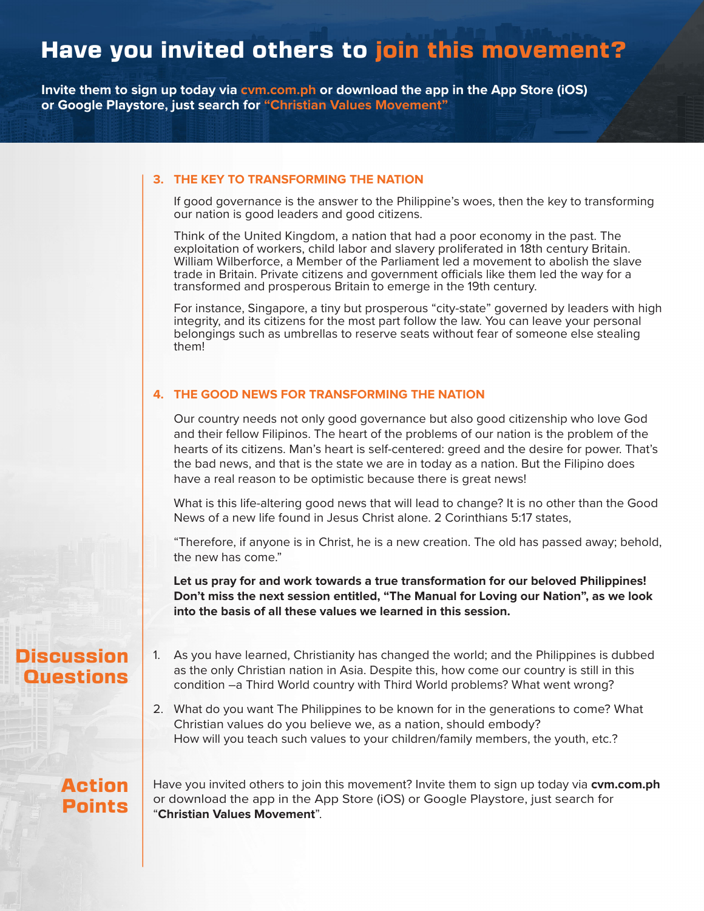# Have you invited others to join this movement?

**Invite them to sign up today via cvm.com.ph or download the app in the App Store (iOS) or Google Playstore, just search for "Christian Values Movement"**

### 3. THE KEY TO TRANSFORMING THE NATION

If good governance is the answer to the Philippine's woes, then the key to transforming our nation is good leaders and good citizens.

Think of the United Kingdom, a nation that had a poor economy in the past. The exploitation of workers, child labor and slavery proliferated in 18th century Britain. William Wilberforce, a Member of the Parliament led a movement to abolish the slave trade in Britain. Private citizens and government officials like them led the way for a transformed and prosperous Britain to emerge in the 19th century.

For instance, Singapore, a tiny but prosperous "city-state" governed by leaders with high integrity, and its citizens for the most part follow the law. You can leave your personal belongings such as umbrellas to reserve seats without fear of someone else stealing them!

### 4. THE GOOD NEWS FOR TRANSFORMING THE NATION

Our country needs not only good governance but also good citizenship who love God and their fellow Filipinos. The heart of the problems of our nation is the problem of the hearts of its citizens. Man's heart is self-centered: greed and the desire for power. That's the bad news, and that is the state we are in today as a nation. But the Filipino does have a real reason to be optimistic because there is great news!

What is this life-altering good news that will lead to change? It is no other than the Good News of a new life found in Jesus Christ alone. 2 Corinthians 5:17 states,

"Therefore, if anyone is in Christ, he is a new creation. The old has passed away; behold, the new has come."

**Let us pray for and work towards a true transformation for our beloved Philippines! Don't miss the next session entitled, "The Manual for Loving our Nation", as we look into the basis of all these values we learned in this session.**

## Discussion Questions

1. As you have learned, Christianity has changed the world; and the Philippines is dubbed as the only Christian nation in Asia. Despite this, how come our country is still in this condition –a Third World country with Third World problems? What went wrong?
2. What do you want The Philippines to be known for in the generations to come? What Christian values do you believe we, as a nation, should embody?
   How will you teach such values to your children/family members, the youth, etc.?

## Action Points

Have you invited others to join this movement? Invite them to sign up today via **cvm.com.ph** or download the app in the App Store (iOS) or Google Playstore, just search for "**Christian Values Movement**".